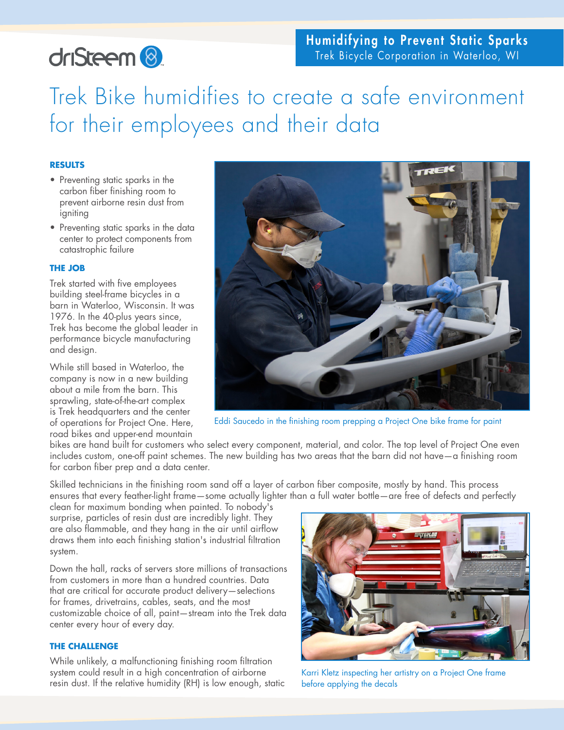driSteem

**Humidifying to Prevent Static Sparks**
Trek Bicycle Corporation in Waterloo, WI

# Trek Bike humidifies to create a safe environment for their employees and their data

### RESULTS

- Preventing static sparks in the carbon fiber finishing room to prevent airborne resin dust from igniting
- Preventing static sparks in the data center to protect components from catastrophic failure

### THE JOB

Trek started with five employees building steel-frame bicycles in a barn in Waterloo, Wisconsin. It was 1976. In the 40-plus years since, Trek has become the global leader in performance bicycle manufacturing and design.

While still based in Waterloo, the company is now in a new building about a mile from the barn. This sprawling, state-of-the-art complex is Trek headquarters and the center of operations for Project One. Here, road bikes and upper-end mountain bikes are hand built for customers who select every component, material, and color. The top level of Project One even includes custom, one-off paint schemes. The new building has two areas that the barn did not have—a finishing room for carbon fiber prep and a data center.

Eddi Saucedo in the finishing room prepping a Project One bike frame for paint

Skilled technicians in the finishing room sand off a layer of carbon fiber composite, mostly by hand. This process ensures that every feather-light frame—some actually lighter than a full water bottle—are free of defects and perfectly clean for maximum bonding when painted. To nobody's surprise, particles of resin dust are incredibly light. They are also flammable, and they hang in the air until airflow draws them into each finishing station's industrial filtration system.

Down the hall, racks of servers store millions of transactions from customers in more than a hundred countries. Data that are critical for accurate product delivery—selections for frames, drivetrains, cables, seats, and the most customizable choice of all, paint—stream into the Trek data center every hour of every day.

Karri Kletz inspecting her artistry on a Project One frame before applying the decals

### THE CHALLENGE

While unlikely, a malfunctioning finishing room filtration system could result in a high concentration of airborne resin dust. If the relative humidity (RH) is low enough, static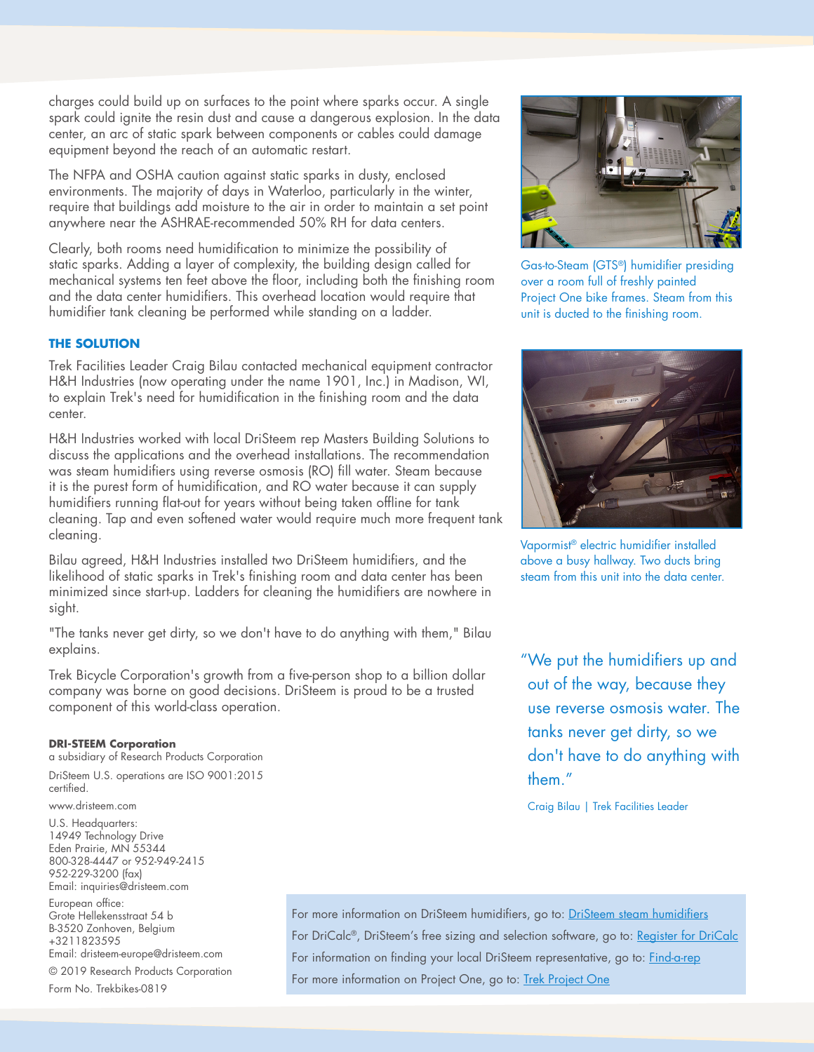charges could build up on surfaces to the point where sparks occur. A single spark could ignite the resin dust and cause a dangerous explosion. In the data center, an arc of static spark between components or cables could damage equipment beyond the reach of an automatic restart.

The NFPA and OSHA caution against static sparks in dusty, enclosed environments. The majority of days in Waterloo, particularly in the winter, require that buildings add moisture to the air in order to maintain a set point anywhere near the ASHRAE-recommended 50% RH for data centers.

Clearly, both rooms need humidification to minimize the possibility of static sparks. Adding a layer of complexity, the building design called for mechanical systems ten feet above the floor, including both the finishing room and the data center humidifiers. This overhead location would require that humidifier tank cleaning be performed while standing on a ladder.

**THE SOLUTION**

Trek Facilities Leader Craig Bilau contacted mechanical equipment contractor H&H Industries (now operating under the name 1901, Inc.) in Madison, WI, to explain Trek's need for humidification in the finishing room and the data center.

H&H Industries worked with local DriSteem rep Masters Building Solutions to discuss the applications and the overhead installations. The recommendation was steam humidifiers using reverse osmosis (RO) fill water. Steam because it is the purest form of humidification, and RO water because it can supply humidifiers running flat-out for years without being taken offline for tank cleaning. Tap and even softened water would require much more frequent tank cleaning.

Bilau agreed, H&H Industries installed two DriSteem humidifiers, and the likelihood of static sparks in Trek's finishing room and data center has been minimized since start-up. Ladders for cleaning the humidifiers are nowhere in sight.

"The tanks never get dirty, so we don't have to do anything with them," Bilau explains.

Trek Bicycle Corporation's growth from a five-person shop to a billion dollar company was borne on good decisions. DriSteem is proud to be a trusted component of this world-class operation.

Gas-to-Steam (GTS®) humidifier presiding over a room full of freshly painted Project One bike frames. Steam from this unit is ducted to the finishing room.

Vapormist® electric humidifier installed above a busy hallway. Two ducts bring steam from this unit into the data center.

> "We put the humidifiers up and out of the way, because they use reverse osmosis water. The tanks never get dirty, so we don't have to do anything with them."
>
> Craig Bilau | Trek Facilities Leader

**DRI-STEEM Corporation**
a subsidiary of Research Products Corporation

DriSteem U.S. operations are ISO 9001:2015 certified.

www.dristeem.com

U.S. Headquarters:
14949 Technology Drive
Eden Prairie, MN 55344
800-328-4447 or 952-949-2415
952-229-3200 (fax)
Email: inquiries@dristeem.com

European office:
Grote Hellekensstraat 54 b
B-3520 Zonhoven, Belgium
+3211823595
Email: dristeem-europe@dristeem.com

© 2019 Research Products Corporation

Form No. Trekbikes-0819

For more information on DriSteem humidifiers, go to: DriSteem steam humidifiers

For DriCalc®, DriSteem's free sizing and selection software, go to: Register for DriCalc

For information on finding your local DriSteem representative, go to: Find-a-rep

For more information on Project One, go to: Trek Project One